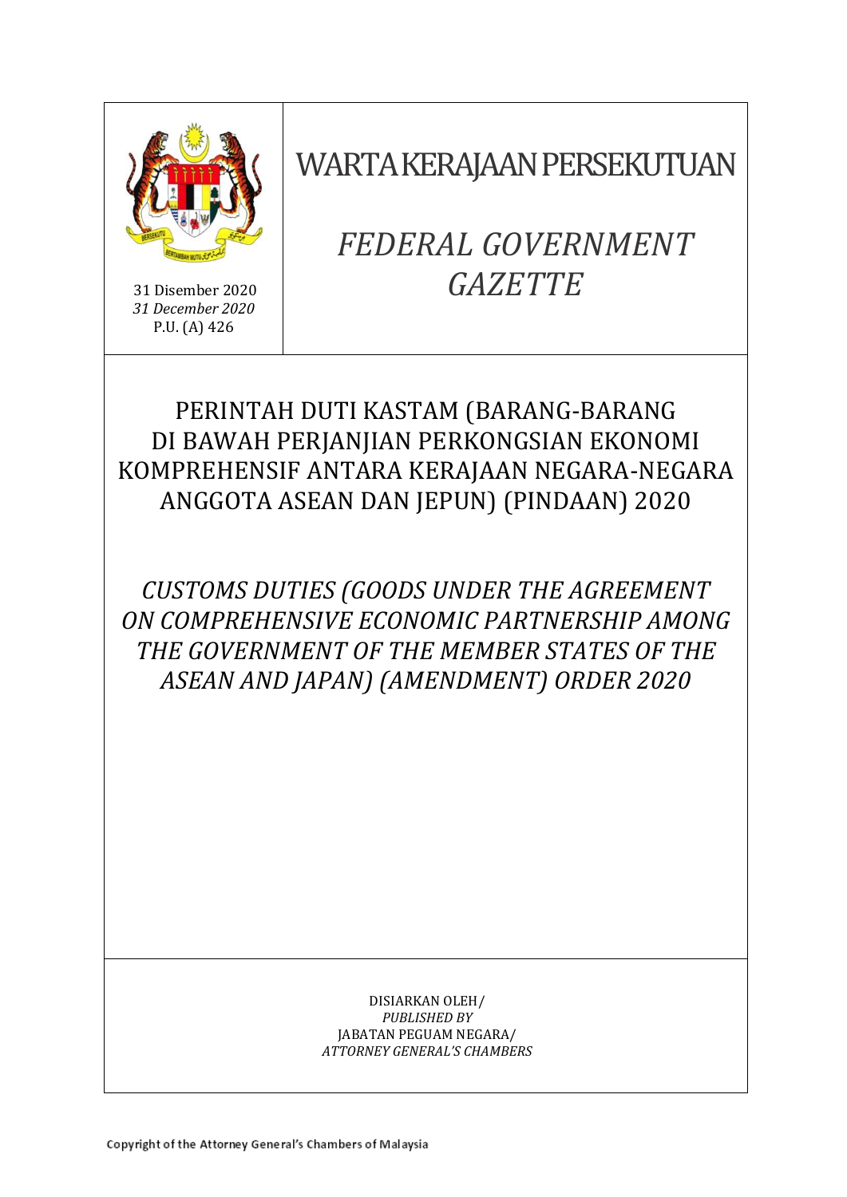31 Disember 2020
*31 December 2020*
P.U. (A) 426

# WARTA KERAJAAN PERSEKUTUAN

# *FEDERAL GOVERNMENT GAZETTE*

## PERINTAH DUTI KASTAM (BARANG-BARANG DI BAWAH PERJANJIAN PERKONGSIAN EKONOMI KOMPREHENSIF ANTARA KERAJAAN NEGARA-NEGARA ANGGOTA ASEAN DAN JEPUN) (PINDAAN) 2020

## *CUSTOMS DUTIES (GOODS UNDER THE AGREEMENT ON COMPREHENSIVE ECONOMIC PARTNERSHIP AMONG THE GOVERNMENT OF THE MEMBER STATES OF THE ASEAN AND JAPAN) (AMENDMENT) ORDER 2020*

DISIARKAN OLEH/
*PUBLISHED BY*
JABATAN PEGUAM NEGARA/
*ATTORNEY GENERAL'S CHAMBERS*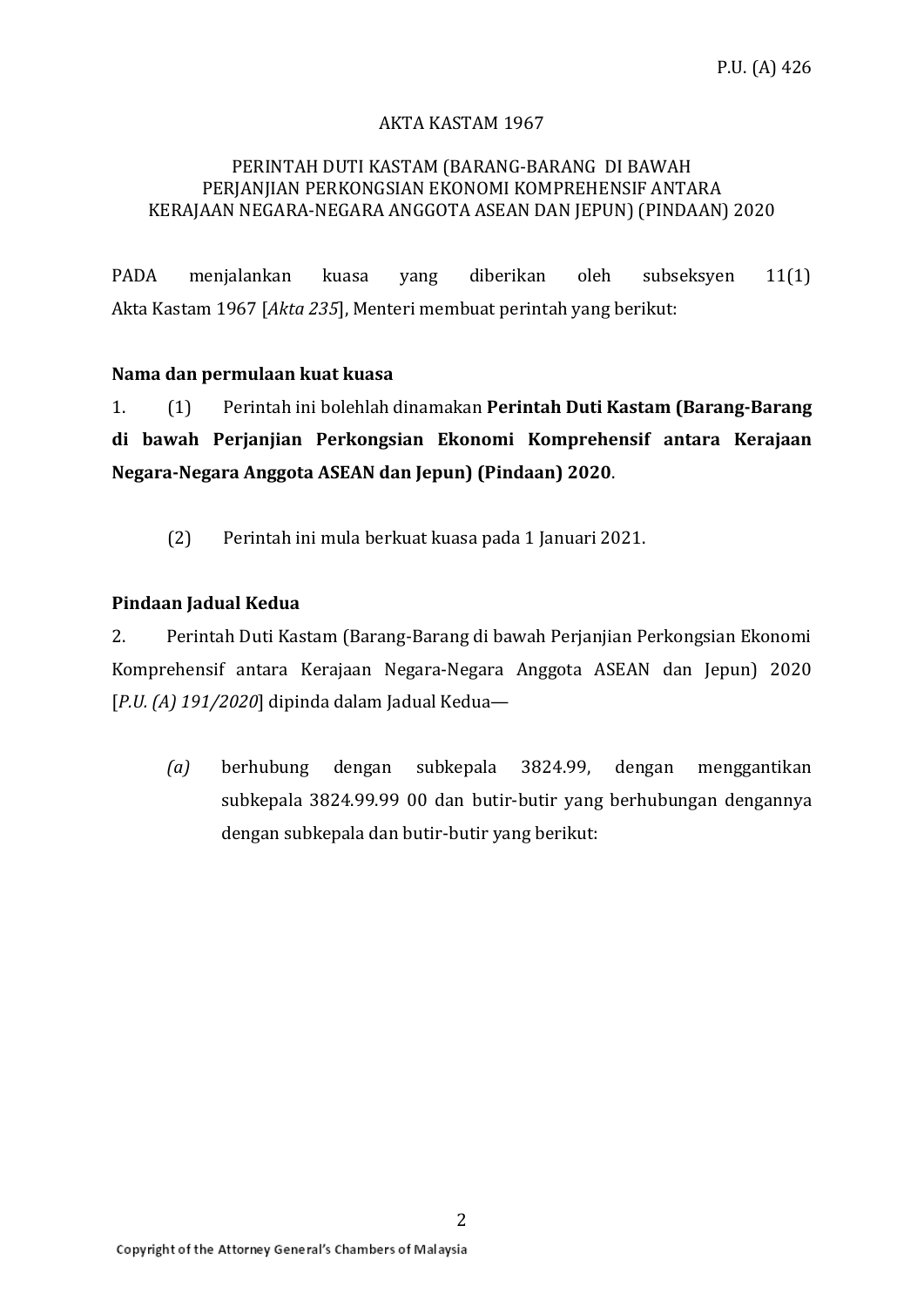P.U. (A) 426

AKTA KASTAM 1967

PERINTAH DUTI KASTAM (BARANG-BARANG DI BAWAH PERJANJIAN PERKONGSIAN EKONOMI KOMPREHENSIF ANTARA KERAJAAN NEGARA-NEGARA ANGGOTA ASEAN DAN JEPUN) (PINDAAN) 2020

PADA menjalankan kuasa yang diberikan oleh subseksyen 11(1) Akta Kastam 1967 [*Akta 235*], Menteri membuat perintah yang berikut:

**Nama dan permulaan kuat kuasa**

1. (1) Perintah ini bolehlah dinamakan **Perintah Duti Kastam (Barang-Barang di bawah Perjanjian Perkongsian Ekonomi Komprehensif antara Kerajaan Negara-Negara Anggota ASEAN dan Jepun) (Pindaan) 2020**.

(2) Perintah ini mula berkuat kuasa pada 1 Januari 2021.

**Pindaan Jadual Kedua**

2. Perintah Duti Kastam (Barang-Barang di bawah Perjanjian Perkongsian Ekonomi Komprehensif antara Kerajaan Negara-Negara Anggota ASEAN dan Jepun) 2020 [*P.U. (A) 191/2020*] dipinda dalam Jadual Kedua—

*(a)* berhubung dengan subkepala 3824.99, dengan menggantikan subkepala 3824.99.99 00 dan butir-butir yang berhubungan dengannya dengan subkepala dan butir-butir yang berikut: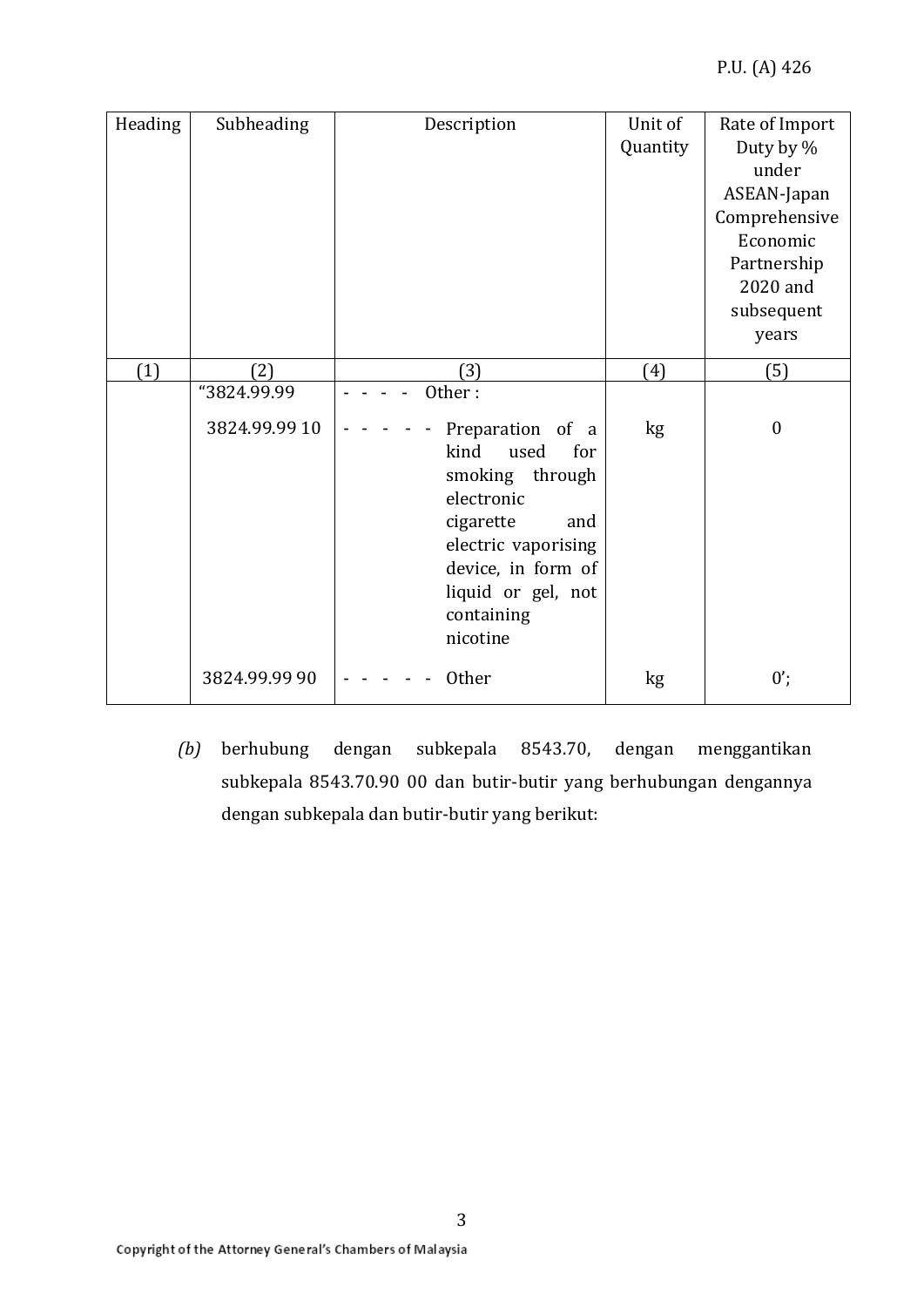| Heading | Subheading | Description | Unit of Quantity | Rate of Import Duty by % under ASEAN-Japan Comprehensive Economic Partnership 2020 and subsequent years |
|---|---|---|---|---|
| (1) | (2) | (3) | (4) | (5) |
| | "3824.99.99 | - - - - Other : | | |
| | 3824.99.99 10 | - - - - - Preparation of a kind used for smoking through electronic cigarette and electric vaporising device, in form of liquid or gel, not containing nicotine | kg | 0 |
| | 3824.99.99 90 | - - - - - Other | kg | 0'; |

*(b)* berhubung dengan subkepala 8543.70, dengan menggantikan subkepala 8543.70.90 00 dan butir-butir yang berhubungan dengannya dengan subkepala dan butir-butir yang berikut: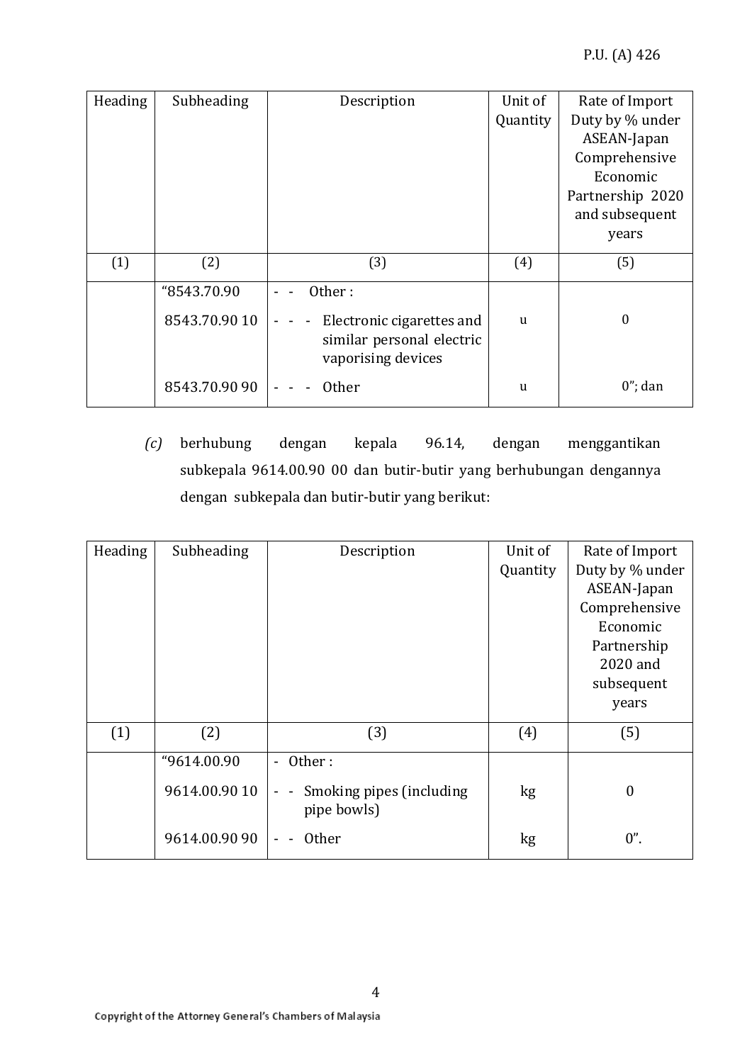| Heading | Subheading | Description | Unit of Quantity | Rate of Import Duty by % under ASEAN-Japan Comprehensive Economic Partnership 2020 and subsequent years |
|---|---|---|---|---|
| (1) | (2) | (3) | (4) | (5) |
| | "8543.70.90 | - - Other : | | |
| | 8543.70.90 10 | - - - Electronic cigarettes and similar personal electric vaporising devices | u | 0 |
| | 8543.70.90 90 | - - - Other | u | 0"; dan |

*(c)* berhubung dengan kepala 96.14, dengan menggantikan subkepala 9614.00.90 00 dan butir-butir yang berhubungan dengannya dengan subkepala dan butir-butir yang berikut:

| Heading | Subheading | Description | Unit of Quantity | Rate of Import Duty by % under ASEAN-Japan Comprehensive Economic Partnership 2020 and subsequent years |
|---|---|---|---|---|
| (1) | (2) | (3) | (4) | (5) |
| | "9614.00.90 | - Other : | | |
| | 9614.00.90 10 | - - Smoking pipes (including pipe bowls) | kg | 0 |
| | 9614.00.90 90 | - - Other | kg | 0". |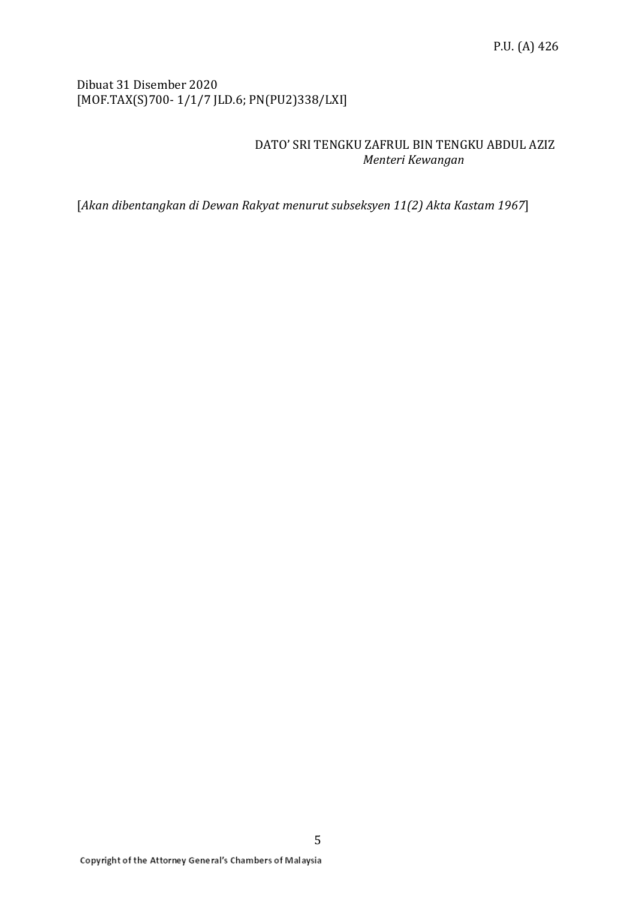Dibuat 31 Disember 2020
[MOF.TAX(S)700- 1/1/7 JLD.6; PN(PU2)338/LXI]

DATO' SRI TENGKU ZAFRUL BIN TENGKU ABDUL AZIZ
*Menteri Kewangan*

[*Akan dibentangkan di Dewan Rakyat menurut subseksyen 11(2) Akta Kastam 1967*]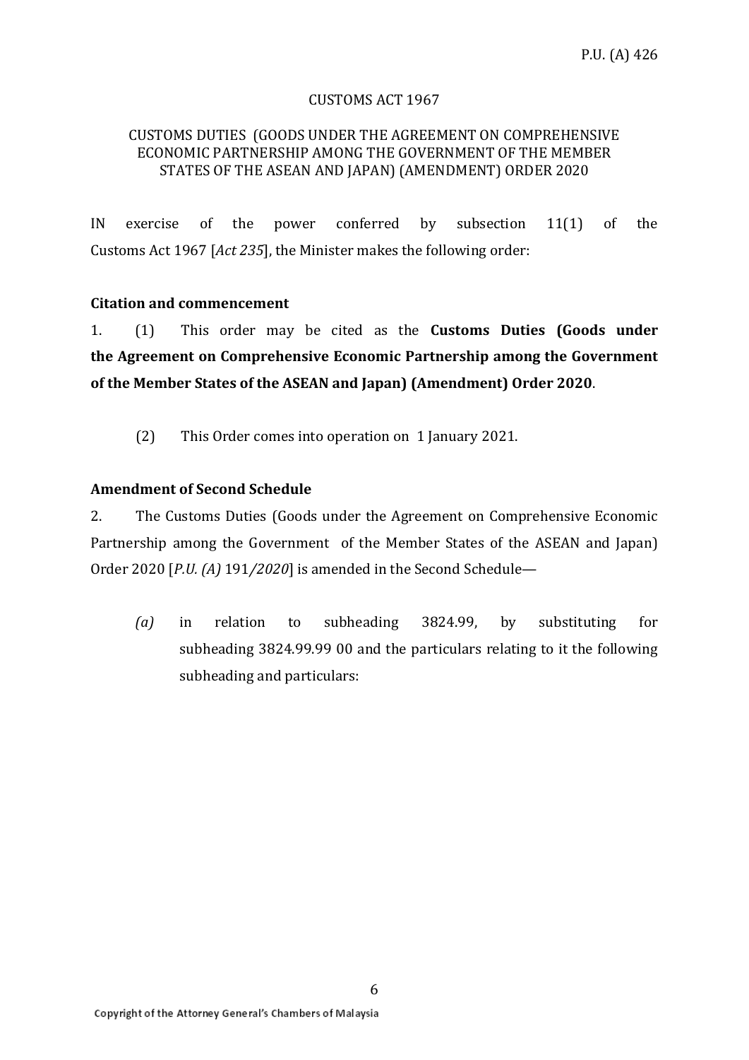P.U. (A) 426

CUSTOMS ACT 1967

CUSTOMS DUTIES (GOODS UNDER THE AGREEMENT ON COMPREHENSIVE ECONOMIC PARTNERSHIP AMONG THE GOVERNMENT OF THE MEMBER STATES OF THE ASEAN AND JAPAN) (AMENDMENT) ORDER 2020

IN exercise of the power conferred by subsection 11(1) of the Customs Act 1967 [*Act 235*], the Minister makes the following order:

**Citation and commencement**

1. (1) This order may be cited as the **Customs Duties (Goods under the Agreement on Comprehensive Economic Partnership among the Government of the Member States of the ASEAN and Japan) (Amendment) Order 2020**.

(2) This Order comes into operation on 1 January 2021.

**Amendment of Second Schedule**

2. The Customs Duties (Goods under the Agreement on Comprehensive Economic Partnership among the Government of the Member States of the ASEAN and Japan) Order 2020 [*P.U. (A)* 191*/2020*] is amended in the Second Schedule—

*(a)* in relation to subheading 3824.99, by substituting for subheading 3824.99.99 00 and the particulars relating to it the following subheading and particulars: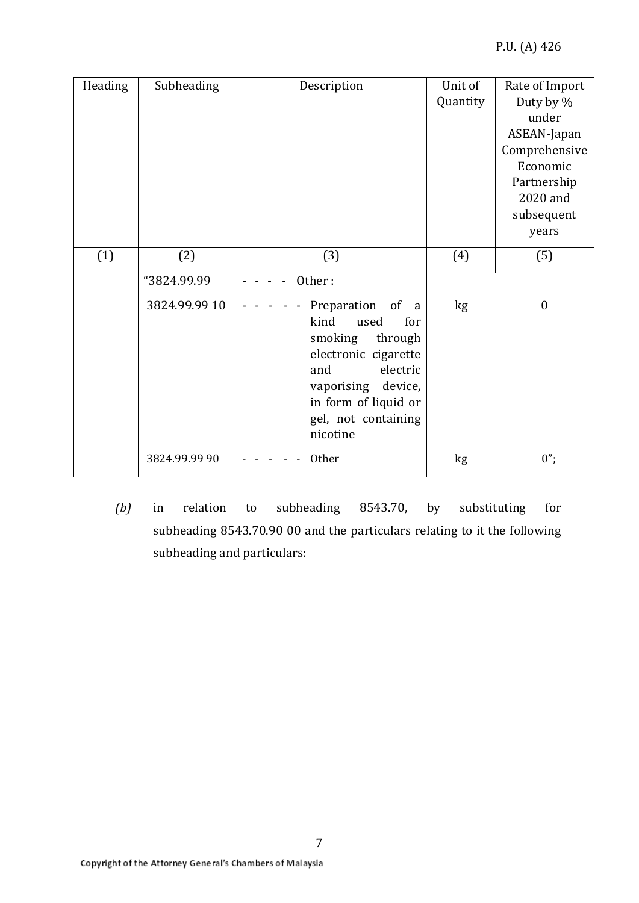| Heading | Subheading | Description | Unit of Quantity | Rate of Import Duty by % under ASEAN-Japan Comprehensive Economic Partnership 2020 and subsequent years |
|---|---|---|---|---|
| (1) | (2) | (3) | (4) | (5) |
| | “3824.99.99 | - - - - Other : | | |
| | 3824.99.99 10 | - - - - - Preparation of a kind used for smoking through electronic cigarette and electric vaporising device, in form of liquid or gel, not containing nicotine | kg | 0 |
| | 3824.99.99 90 | - - - - - Other | kg | 0”; |

*(b)* in relation to subheading 8543.70, by substituting for subheading 8543.70.90 00 and the particulars relating to it the following subheading and particulars: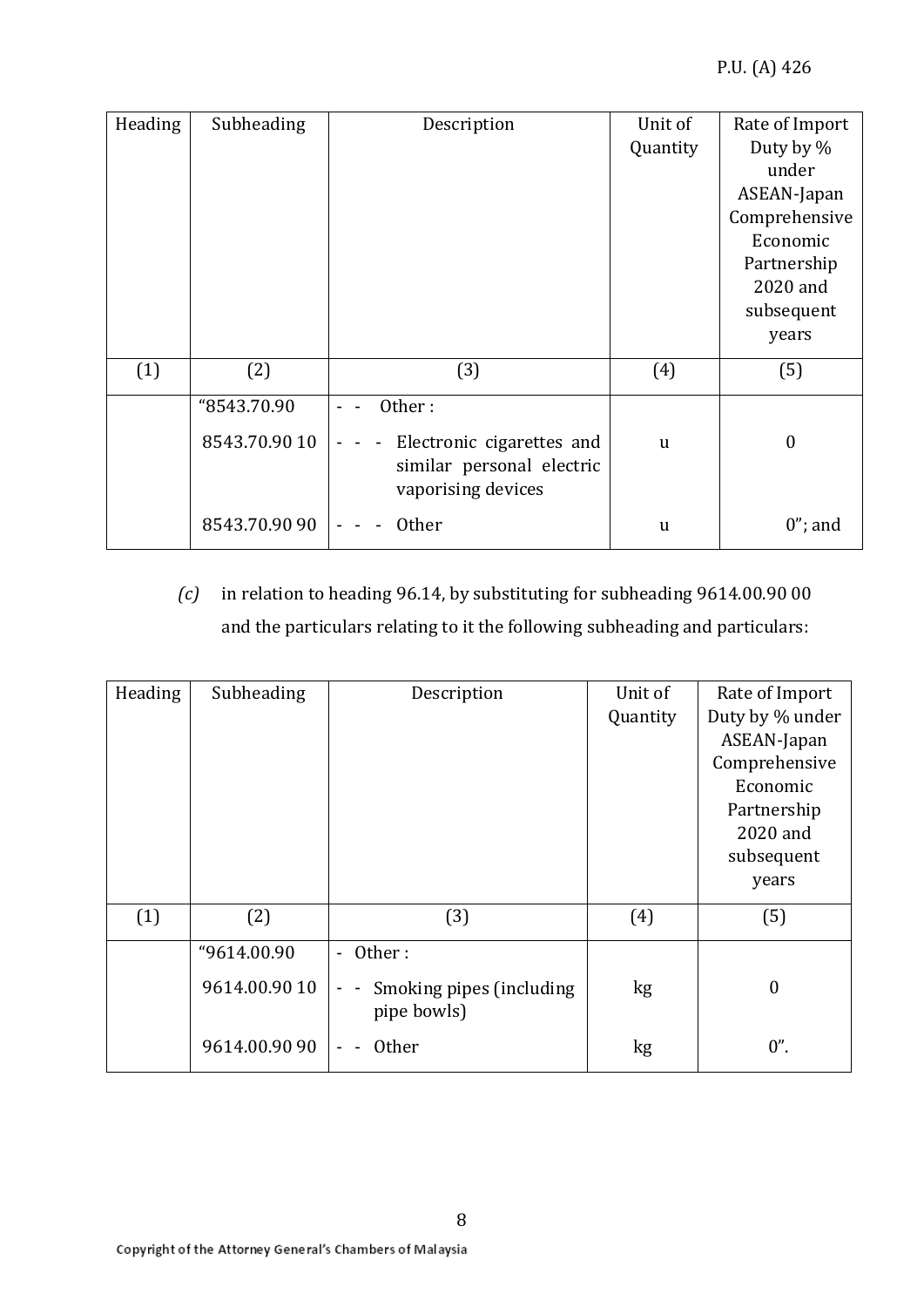| Heading | Subheading | Description | Unit of Quantity | Rate of Import Duty by % under ASEAN-Japan Comprehensive Economic Partnership 2020 and subsequent years |
|---|---|---|---|---|
| (1) | (2) | (3) | (4) | (5) |
| | "8543.70.90 | - - Other : | | |
| | 8543.70.90 10 | - - - Electronic cigarettes and similar personal electric vaporising devices | u | 0 |
| | 8543.70.90 90 | - - - Other | u | 0"; and |

*(c)* in relation to heading 96.14, by substituting for subheading 9614.00.90 00 and the particulars relating to it the following subheading and particulars:

| Heading | Subheading | Description | Unit of Quantity | Rate of Import Duty by % under ASEAN-Japan Comprehensive Economic Partnership 2020 and subsequent years |
|---|---|---|---|---|
| (1) | (2) | (3) | (4) | (5) |
| | "9614.00.90 | - Other : | | |
| | 9614.00.90 10 | - - Smoking pipes (including pipe bowls) | kg | 0 |
| | 9614.00.90 90 | - - Other | kg | 0". |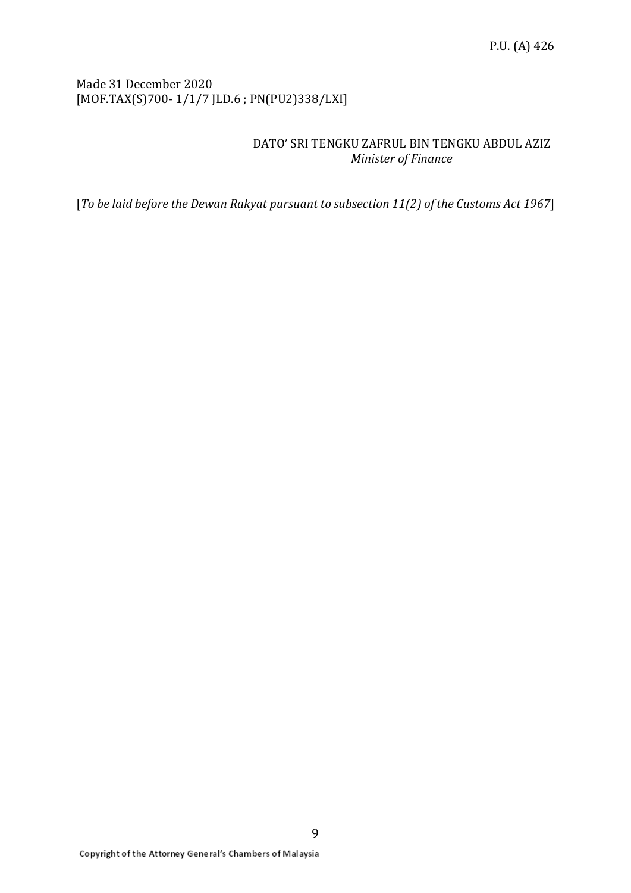Made 31 December 2020
[MOF.TAX(S)700- 1/1/7 JLD.6 ; PN(PU2)338/LXI]

DATO' SRI TENGKU ZAFRUL BIN TENGKU ABDUL AZIZ
*Minister of Finance*

[*To be laid before the Dewan Rakyat pursuant to subsection 11(2) of the Customs Act 1967*]